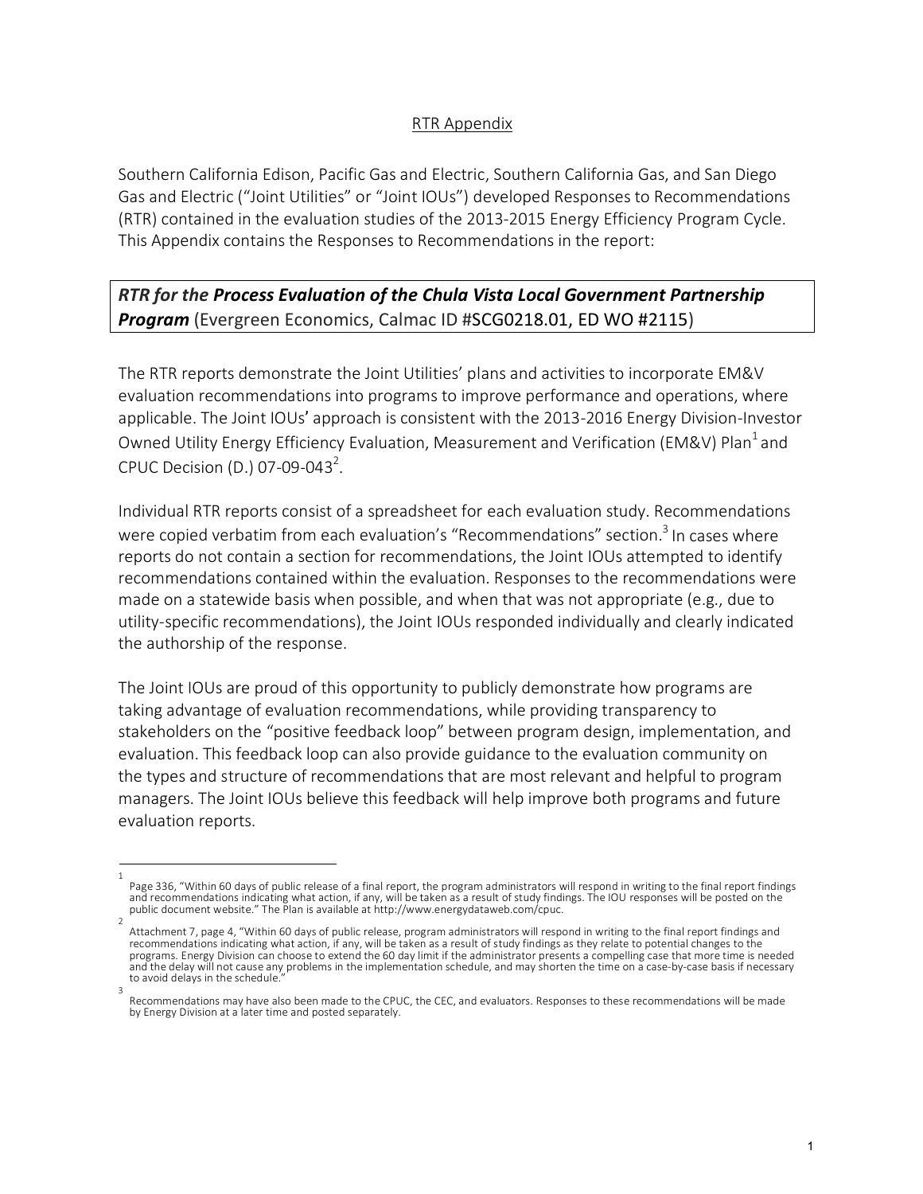RTR Appendix

Southern California Edison, Pacific Gas and Electric, Southern California Gas, and San Diego Gas and Electric ("Joint Utilities" or "Joint IOUs") developed Responses to Recommendations (RTR) contained in the evaluation studies of the 2013-2015 Energy Efficiency Program Cycle. This Appendix contains the Responses to Recommendations in the report:

***RTR for the* Process Evaluation of the Chula Vista Local Government Partnership Program** (Evergreen Economics, Calmac ID #SCG0218.01, ED WO #2115)

The RTR reports demonstrate the Joint Utilities' plans and activities to incorporate EM&V evaluation recommendations into programs to improve performance and operations, where applicable. The Joint IOUs' approach is consistent with the 2013-2016 Energy Division-Investor Owned Utility Energy Efficiency Evaluation, Measurement and Verification (EM&V) Plan[1] and CPUC Decision (D.) 07-09-043[2].

Individual RTR reports consist of a spreadsheet for each evaluation study. Recommendations were copied verbatim from each evaluation's "Recommendations" section.[3] In cases where reports do not contain a section for recommendations, the Joint IOUs attempted to identify recommendations contained within the evaluation. Responses to the recommendations were made on a statewide basis when possible, and when that was not appropriate (e.g., due to utility-specific recommendations), the Joint IOUs responded individually and clearly indicated the authorship of the response.

The Joint IOUs are proud of this opportunity to publicly demonstrate how programs are taking advantage of evaluation recommendations, while providing transparency to stakeholders on the "positive feedback loop" between program design, implementation, and evaluation. This feedback loop can also provide guidance to the evaluation community on the types and structure of recommendations that are most relevant and helpful to program managers. The Joint IOUs believe this feedback will help improve both programs and future evaluation reports.

---

[1] Page 336, "Within 60 days of public release of a final report, the program administrators will respond in writing to the final report findings and recommendations indicating what action, if any, will be taken as a result of study findings. The IOU responses will be posted on the public document website." The Plan is available at http://www.energydataweb.com/cpuc.

[2] Attachment 7, page 4, "Within 60 days of public release, program administrators will respond in writing to the final report findings and recommendations indicating what action, if any, will be taken as a result of study findings as they relate to potential changes to the programs. Energy Division can choose to extend the 60 day limit if the administrator presents a compelling case that more time is needed and the delay will not cause any problems in the implementation schedule, and may shorten the time on a case-by-case basis if necessary to avoid delays in the schedule."

[3] Recommendations may have also been made to the CPUC, the CEC, and evaluators. Responses to these recommendations will be made by Energy Division at a later time and posted separately.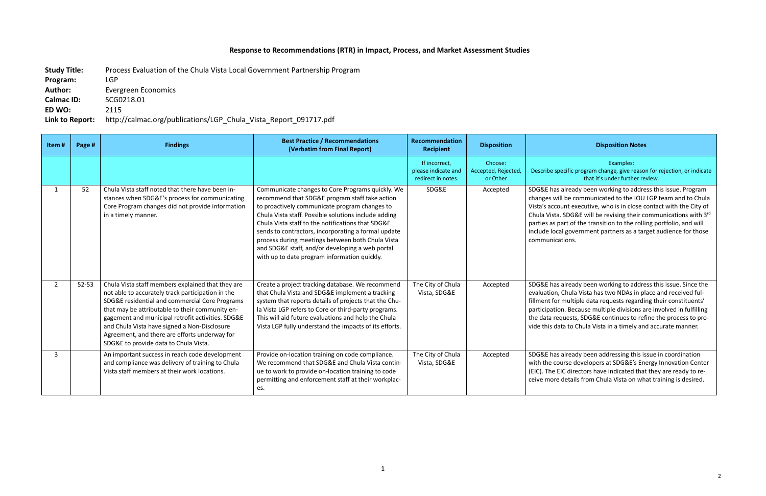## Response to Recommendations (RTR) in Impact, Process, and Market Assessment Studies

**Study Title:** Process Evaluation of the Chula Vista Local Government Partnership Program
**Program:** LGP
**Author:** Evergreen Economics
**Calmac ID:** SCG0218.01
**ED WO:** 2115
**Link to Report:** http://calmac.org/publications/LGP_Chula_Vista_Report_091717.pdf

| Item # | Page # | Findings | Best Practice / Recommendations (Verbatim from Final Report) | Recommendation Recipient | Disposition | Disposition Notes |
|---|---|---|---|---|---|---|
| | | | | If incorrect, please indicate and redirect in notes. | Choose: Accepted, Rejected, or Other | Examples: Describe specific program change, give reason for rejection, or indicate that it's under further review. |
| 1 | 52 | Chula Vista staff noted that there have been instances when SDG&E's process for communicating Core Program changes did not provide information in a timely manner. | Communicate changes to Core Programs quickly. We recommend that SDG&E program staff take action to proactively communicate program changes to Chula Vista staff. Possible solutions include adding Chula Vista staff to the notifications that SDG&E sends to contractors, incorporating a formal update process during meetings between both Chula Vista and SDG&E staff, and/or developing a web portal with up to date program information quickly. | SDG&E | Accepted | SDG&E has already been working to address this issue. Program changes will be communicated to the IOU LGP team and to Chula Vista's account executive, who is in close contact with the City of Chula Vista. SDG&E will be revising their communications with 3rd parties as part of the transition to the rolling portfolio, and will include local government partners as a target audience for those communications. |
| 2 | 52-53 | Chula Vista staff members explained that they are not able to accurately track participation in the SDG&E residential and commercial Core Programs that may be attributable to their community engagement and municipal retrofit activities. SDG&E and Chula Vista have signed a Non-Disclosure Agreement, and there are efforts underway for SDG&E to provide data to Chula Vista. | Create a project tracking database. We recommend that Chula Vista and SDG&E implement a tracking system that reports details of projects that the Chula Vista LGP refers to Core or third-party programs. This will aid future evaluations and help the Chula Vista LGP fully understand the impacts of its efforts. | The City of Chula Vista, SDG&E | Accepted | SDG&E has already been working to address this issue. Since the evaluation, Chula Vista has two NDAs in place and received fulfillment for multiple data requests regarding their constituents' participation. Because multiple divisions are involved in fulfilling the data requests, SDG&E continues to refine the process to provide this data to Chula Vista in a timely and accurate manner. |
| 3 | | An important success in reach code development and compliance was delivery of training to Chula Vista staff members at their work locations. | Provide on-location training on code compliance. We recommend that SDG&E and Chula Vista continue to work to provide on-location training to code permitting and enforcement staff at their workplaces. | The City of Chula Vista, SDG&E | Accepted | SDG&E has already been addressing this issue in coordination with the course developers at SDG&E's Energy Innovation Center (EIC). The EIC directors have indicated that they are ready to receive more details from Chula Vista on what training is desired. |